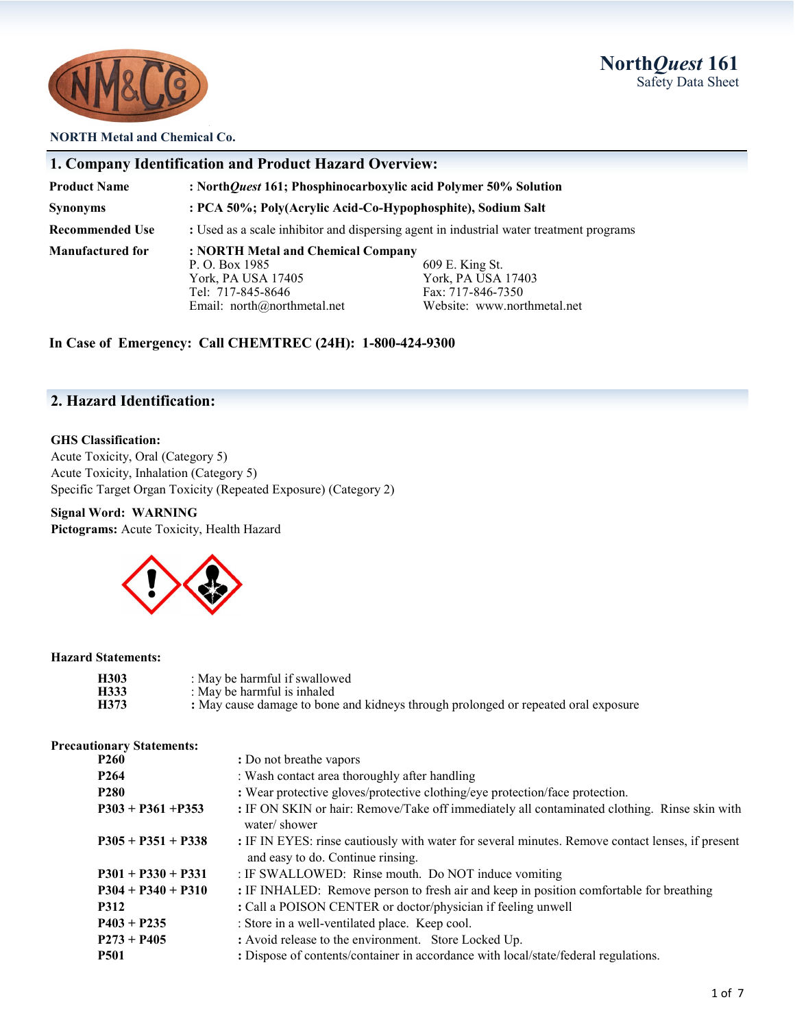# North*Quest* 161
Safety Data Sheet

**NORTH Metal and Chemical Co.**

## 1. Company Identification and Product Hazard Overview:

| | |
|---|---|
| **Product Name** | **: North*Quest* 161; Phosphinocarboxylic acid Polymer 50% Solution** |
| **Synonyms** | **: PCA 50%; Poly(Acrylic Acid-Co-Hypophosphite), Sodium Salt** |
| **Recommended Use** | : Used as a scale inhibitor and dispersing agent in industrial water treatment programs |
| **Manufactured for** | **: NORTH Metal and Chemical Company** |

P. O. Box 1985
York, PA USA 17405
Tel: 717-845-8646
Email: north@northmetal.net

609 E. King St.
York, PA USA 17403
Fax: 717-846-7350
Website: www.northmetal.net

**In Case of Emergency: Call CHEMTREC (24H): 1-800-424-9300**

## 2. Hazard Identification:

**GHS Classification:**
Acute Toxicity, Oral (Category 5)
Acute Toxicity, Inhalation (Category 5)
Specific Target Organ Toxicity (Repeated Exposure) (Category 2)

**Signal Word: WARNING**
**Pictograms:** Acute Toxicity, Health Hazard

**Hazard Statements:**

| | |
|---|---|
| **H303** | : May be harmful if swallowed |
| **H333** | : May be harmful is inhaled |
| **H373** | **:** May cause damage to bone and kidneys through prolonged or repeated oral exposure |

**Precautionary Statements:**

| | |
|---|---|
| **P260** | **:** Do not breathe vapors |
| **P264** | : Wash contact area thoroughly after handling |
| **P280** | **:** Wear protective gloves/protective clothing/eye protection/face protection. |
| **P303 + P361 +P353** | **:** IF ON SKIN or hair: Remove/Take off immediately all contaminated clothing. Rinse skin with water/ shower |
| **P305 + P351 + P338** | **:** IF IN EYES: rinse cautiously with water for several minutes. Remove contact lenses, if present and easy to do. Continue rinsing. |
| **P301 + P330 + P331** | : IF SWALLOWED: Rinse mouth. Do NOT induce vomiting |
| **P304 + P340 + P310** | **:** IF INHALED: Remove person to fresh air and keep in position comfortable for breathing |
| **P312** | **:** Call a POISON CENTER or doctor/physician if feeling unwell |
| **P403 + P235** | : Store in a well-ventilated place. Keep cool. |
| **P273 + P405** | **:** Avoid release to the environment. Store Locked Up. |
| **P501** | **:** Dispose of contents/container in accordance with local/state/federal regulations. |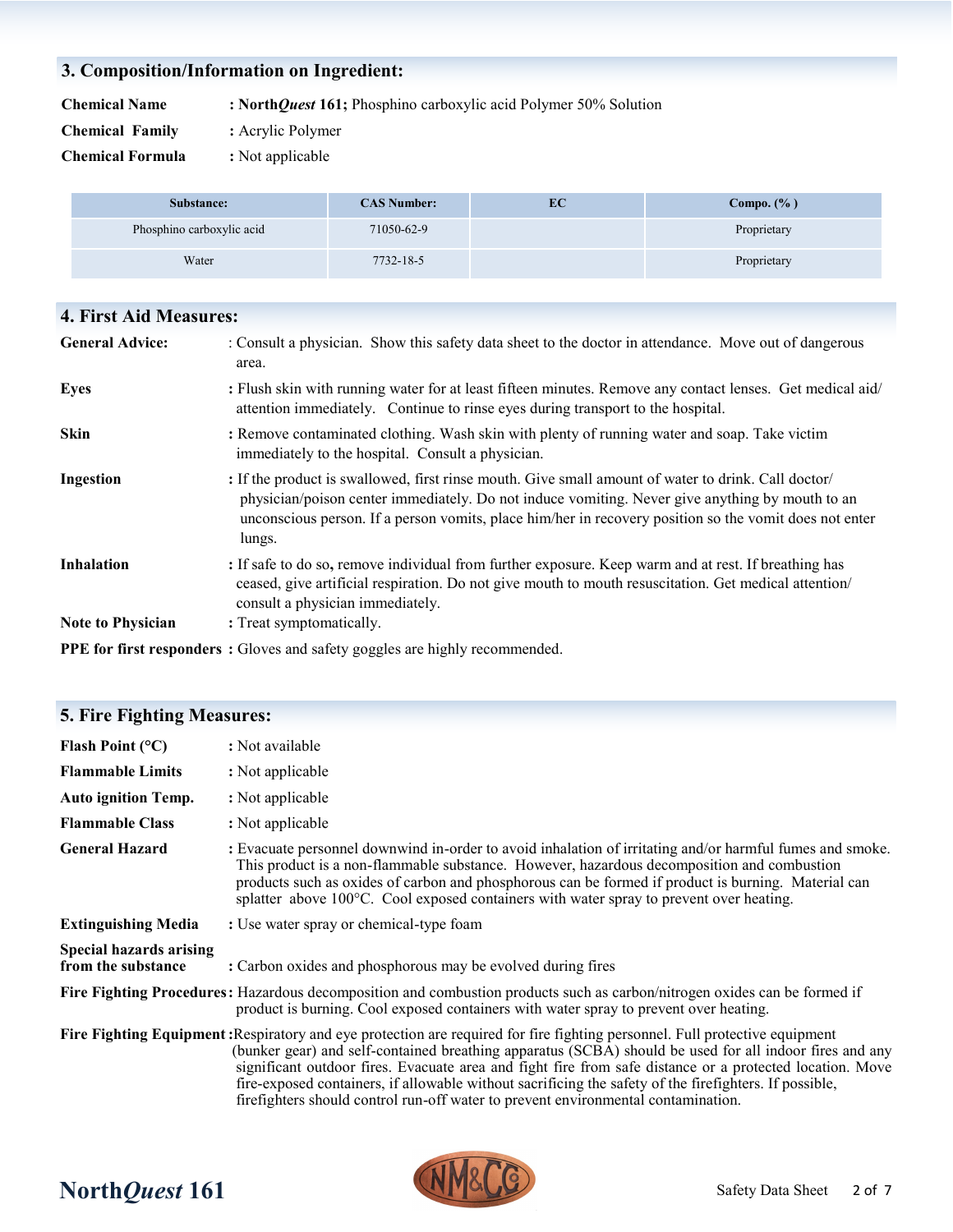## 3. Composition/Information on Ingredient:

**Chemical Name** : **North*Quest* 161;** Phosphino carboxylic acid Polymer 50% Solution

**Chemical Family** : Acrylic Polymer

**Chemical Formula** : Not applicable

| Substance: | CAS Number: | EC | Compo. (% ) |
|---|---|---|---|
| Phosphino carboxylic acid | 71050-62-9 | | Proprietary |
| Water | 7732-18-5 | | Proprietary |

## 4. First Aid Measures:

**General Advice:** : Consult a physician. Show this safety data sheet to the doctor in attendance. Move out of dangerous area.

**Eyes** : Flush skin with running water for at least fifteen minutes. Remove any contact lenses. Get medical aid/ attention immediately. Continue to rinse eyes during transport to the hospital.

**Skin** : Remove contaminated clothing. Wash skin with plenty of running water and soap. Take victim immediately to the hospital. Consult a physician.

**Ingestion** : If the product is swallowed, first rinse mouth. Give small amount of water to drink. Call doctor/ physician/poison center immediately. Do not induce vomiting. Never give anything by mouth to an unconscious person. If a person vomits, place him/her in recovery position so the vomit does not enter lungs.

**Inhalation** : If safe to do so**,** remove individual from further exposure. Keep warm and at rest. If breathing has ceased, give artificial respiration. Do not give mouth to mouth resuscitation. Get medical attention/ consult a physician immediately.

**Note to Physician** : Treat symptomatically.

**PPE for first responders** : Gloves and safety goggles are highly recommended.

## 5. Fire Fighting Measures:

**Flash Point (°C)** : Not available

**Flammable Limits** : Not applicable

**Auto ignition Temp.** : Not applicable

**Flammable Class** : Not applicable

**General Hazard** : Evacuate personnel downwind in-order to avoid inhalation of irritating and/or harmful fumes and smoke. This product is a non-flammable substance. However, hazardous decomposition and combustion products such as oxides of carbon and phosphorous can be formed if product is burning. Material can splatter above 100°C. Cool exposed containers with water spray to prevent over heating.

**Extinguishing Media** : Use water spray or chemical-type foam

**Special hazards arising from the substance** : Carbon oxides and phosphorous may be evolved during fires

**Fire Fighting Procedures** : Hazardous decomposition and combustion products such as carbon/nitrogen oxides can be formed if product is burning. Cool exposed containers with water spray to prevent over heating.

**Fire Fighting Equipment** : Respiratory and eye protection are required for fire fighting personnel. Full protective equipment (bunker gear) and self-contained breathing apparatus (SCBA) should be used for all indoor fires and any significant outdoor fires. Evacuate area and fight fire from safe distance or a protected location. Move fire-exposed containers, if allowable without sacrificing the safety of the firefighters. If possible, firefighters should control run-off water to prevent environmental contamination.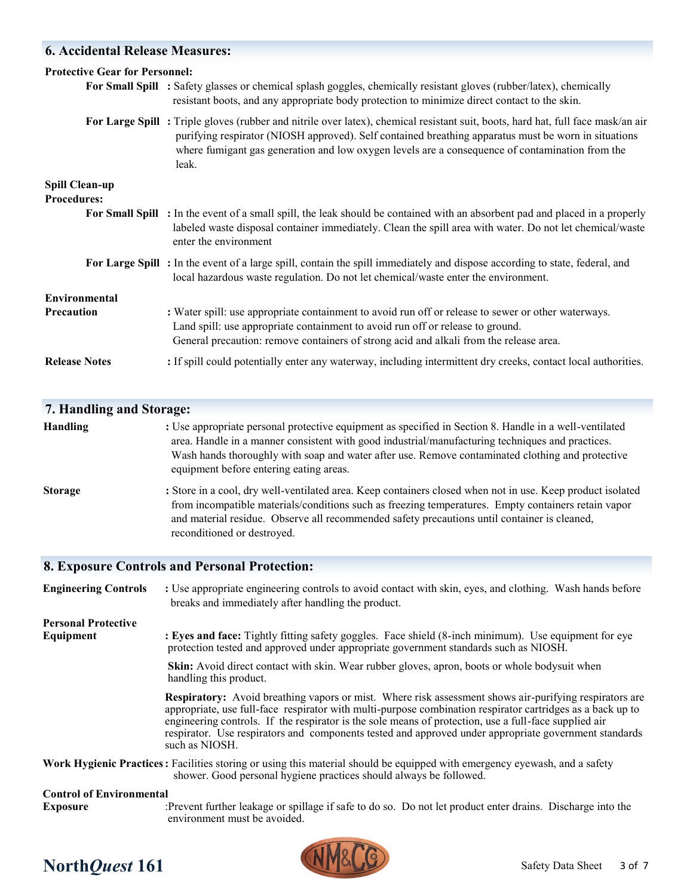## 6. Accidental Release Measures:

**Protective Gear for Personnel:**

**For Small Spill** : Safety glasses or chemical splash goggles, chemically resistant gloves (rubber/latex), chemically resistant boots, and any appropriate body protection to minimize direct contact to the skin.

**For Large Spill** : Triple gloves (rubber and nitrile over latex), chemical resistant suit, boots, hard hat, full face mask/an air purifying respirator (NIOSH approved). Self contained breathing apparatus must be worn in situations where fumigant gas generation and low oxygen levels are a consequence of contamination from the leak.

**Spill Clean-up Procedures:**

**For Small Spill** : In the event of a small spill, the leak should be contained with an absorbent pad and placed in a properly labeled waste disposal container immediately. Clean the spill area with water. Do not let chemical/waste enter the environment

**For Large Spill** : In the event of a large spill, contain the spill immediately and dispose according to state, federal, and local hazardous waste regulation. Do not let chemical/waste enter the environment.

**Environmental Precaution** : Water spill: use appropriate containment to avoid run off or release to sewer or other waterways.
Land spill: use appropriate containment to avoid run off or release to ground.
General precaution: remove containers of strong acid and alkali from the release area.

**Release Notes** : If spill could potentially enter any waterway, including intermittent dry creeks, contact local authorities.

## 7. Handling and Storage:

**Handling** : Use appropriate personal protective equipment as specified in Section 8. Handle in a well-ventilated area. Handle in a manner consistent with good industrial/manufacturing techniques and practices. Wash hands thoroughly with soap and water after use. Remove contaminated clothing and protective equipment before entering eating areas.

**Storage** : Store in a cool, dry well-ventilated area. Keep containers closed when not in use. Keep product isolated from incompatible materials/conditions such as freezing temperatures. Empty containers retain vapor and material residue. Observe all recommended safety precautions until container is cleaned, reconditioned or destroyed.

## 8. Exposure Controls and Personal Protection:

**Engineering Controls** : Use appropriate engineering controls to avoid contact with skin, eyes, and clothing. Wash hands before breaks and immediately after handling the product.

**Personal Protective Equipment** : **Eyes and face:** Tightly fitting safety goggles. Face shield (8-inch minimum). Use equipment for eye protection tested and approved under appropriate government standards such as NIOSH.

**Skin:** Avoid direct contact with skin. Wear rubber gloves, apron, boots or whole bodysuit when handling this product.

**Respiratory:** Avoid breathing vapors or mist. Where risk assessment shows air-purifying respirators are appropriate, use full-face respirator with multi-purpose combination respirator cartridges as a back up to engineering controls. If the respirator is the sole means of protection, use a full-face supplied air respirator. Use respirators and components tested and approved under appropriate government standards such as NIOSH.

**Work Hygienic Practices** : Facilities storing or using this material should be equipped with emergency eyewash, and a safety shower. Good personal hygiene practices should always be followed.

**Control of Environmental Exposure** : Prevent further leakage or spillage if safe to do so. Do not let product enter drains. Discharge into the environment must be avoided.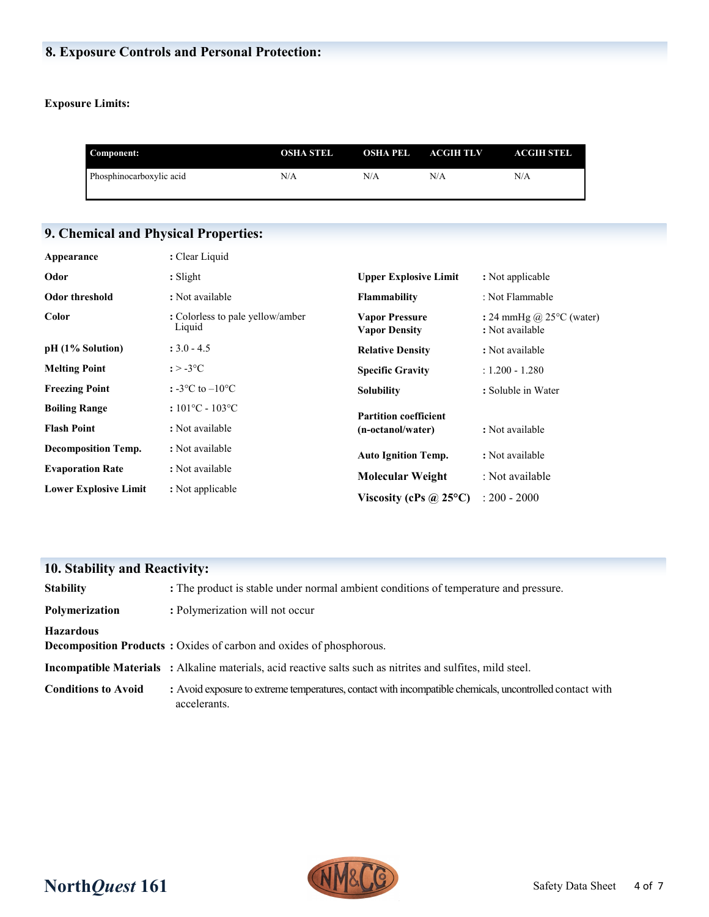## 8. Exposure Controls and Personal Protection:

**Exposure Limits:**

| Component: | OSHA STEL | OSHA PEL | ACGIH TLV | ACGIH STEL |
|---|---|---|---|---|
| Phosphinocarboxylic acid | N/A | N/A | N/A | N/A |

## 9. Chemical and Physical Properties:

| | |
|---|---|
| **Appearance** | : Clear Liquid |
| **Odor** | : Slight |
| **Odor threshold** | : Not available |
| **Color** | : Colorless to pale yellow/amber Liquid |
| **pH (1% Solution)** | : 3.0 - 4.5 |
| **Melting Point** | : > -3°C |
| **Freezing Point** | : -3°C to –10°C |
| **Boiling Range** | : 101°C - 103°C |
| **Flash Point** | : Not available |
| **Decomposition Temp.** | : Not available |
| **Evaporation Rate** | : Not available |
| **Lower Explosive Limit** | : Not applicable |
| **Upper Explosive Limit** | : Not applicable |
| **Flammability** | : Not Flammable |
| **Vapor Pressure** | : 24 mmHg @ 25°C (water) |
| **Vapor Density** | : Not available |
| **Relative Density** | : Not available |
| **Specific Gravity** | : 1.200 - 1.280 |
| **Solubility** | : Soluble in Water |
| **Partition coefficient (n-octanol/water)** | : Not available |
| **Auto Ignition Temp.** | : Not available |
| **Molecular Weight** | : Not available |
| **Viscosity (cPs @ 25°C)** | : 200 - 2000 |

## 10. Stability and Reactivity:

**Stability** : The product is stable under normal ambient conditions of temperature and pressure.

**Polymerization** : Polymerization will not occur

**Hazardous Decomposition Products** : Oxides of carbon and oxides of phosphorous.

**Incompatible Materials** : Alkaline materials, acid reactive salts such as nitrites and sulfites, mild steel.

**Conditions to Avoid** : Avoid exposure to extreme temperatures, contact with incompatible chemicals, uncontrolled contact with accelerants.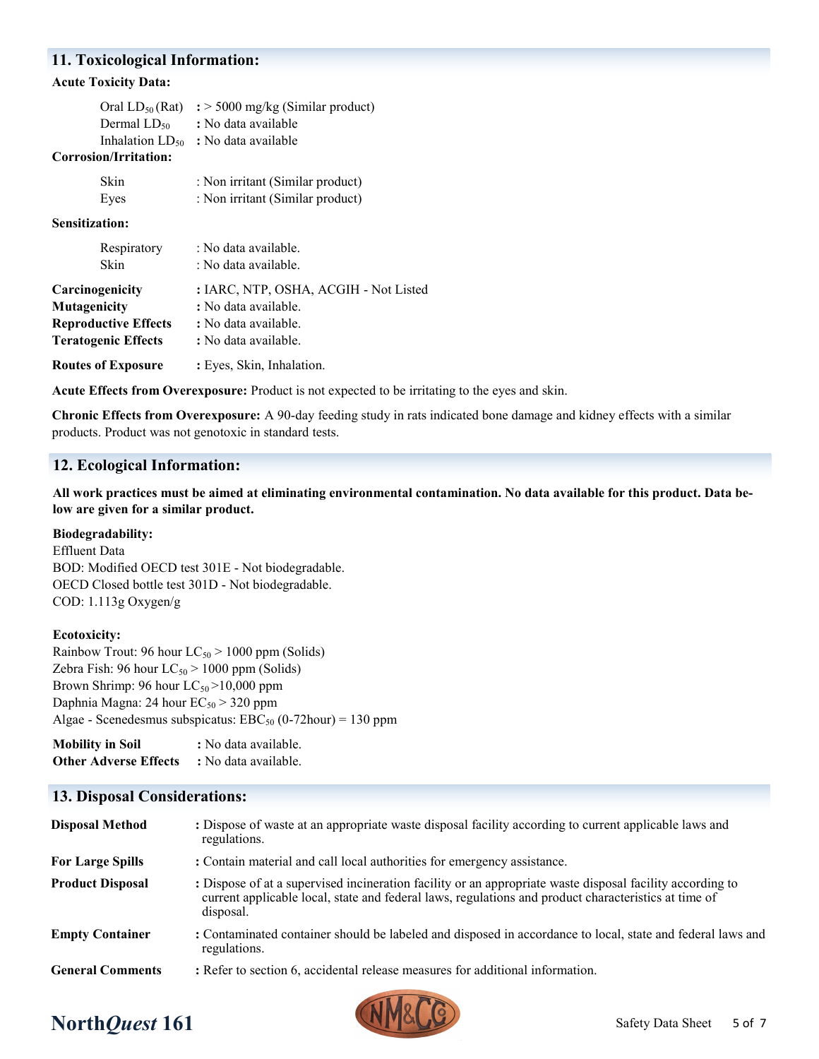## 11. Toxicological Information:

**Acute Toxicity Data:**

| | |
|---|---|
| Oral $LD_{50}$ (Rat) | **:** > 5000 mg/kg (Similar product) |
| Dermal $LD_{50}$ | **:** No data available |
| Inhalation $LD_{50}$ | **:** No data available |

**Corrosion/Irritation:**

| | |
|---|---|
| Skin | : Non irritant (Similar product) |
| Eyes | : Non irritant (Similar product) |

**Sensitization:**

| | |
|---|---|
| Respiratory | : No data available. |
| Skin | : No data available. |

| | |
|---|---|
| **Carcinogenicity** | **:** IARC, NTP, OSHA, ACGIH - Not Listed |
| **Mutagenicity** | **:** No data available. |
| **Reproductive Effects** | **:** No data available. |
| **Teratogenic Effects** | **:** No data available. |
| **Routes of Exposure** | **:** Eyes, Skin, Inhalation. |

**Acute Effects from Overexposure:** Product is not expected to be irritating to the eyes and skin.

**Chronic Effects from Overexposure:** A 90-day feeding study in rats indicated bone damage and kidney effects with a similar products. Product was not genotoxic in standard tests.

## 12. Ecological Information:

**All work practices must be aimed at eliminating environmental contamination. No data available for this product. Data below are given for a similar product.**

**Biodegradability:**
Effluent Data
BOD: Modified OECD test 301E - Not biodegradable.
OECD Closed bottle test 301D - Not biodegradable.
COD: 1.113g Oxygen/g

**Ecotoxicity:**
Rainbow Trout: 96 hour $LC_{50}$ > 1000 ppm (Solids)
Zebra Fish: 96 hour $LC_{50}$ > 1000 ppm (Solids)
Brown Shrimp: 96 hour $LC_{50}$ >10,000 ppm
Daphnia Magna: 24 hour $EC_{50}$ > 320 ppm
Algae - Scenedesmus subspicatus: $EBC_{50}$ (0-72hour) = 130 ppm

| | |
|---|---|
| **Mobility in Soil** | **:** No data available. |
| **Other Adverse Effects** | **:** No data available. |

## 13. Disposal Considerations:

| | |
|---|---|
| **Disposal Method** | **:** Dispose of waste at an appropriate waste disposal facility according to current applicable laws and regulations. |
| **For Large Spills** | **:** Contain material and call local authorities for emergency assistance. |
| **Product Disposal** | **:** Dispose of at a supervised incineration facility or an appropriate waste disposal facility according to current applicable local, state and federal laws, regulations and product characteristics at time of disposal. |
| **Empty Container** | **:** Contaminated container should be labeled and disposed in accordance to local, state and federal laws and regulations. |
| **General Comments** | **:** Refer to section 6, accidental release measures for additional information. |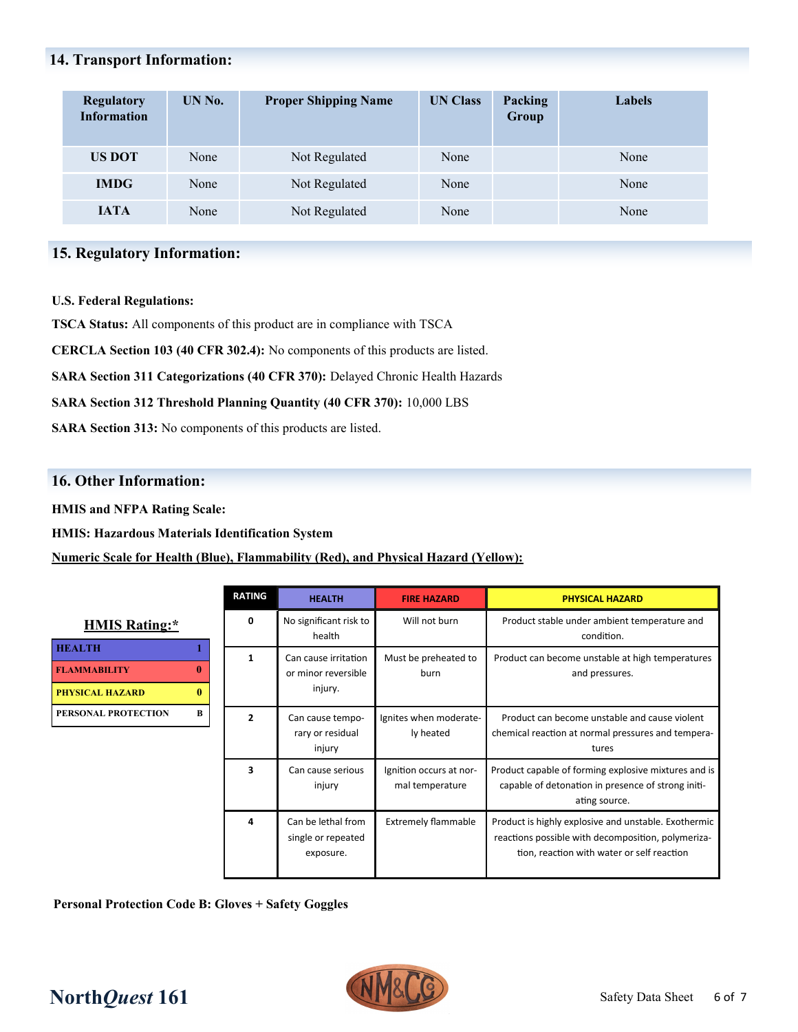## 14. Transport Information:

| Regulatory Information | UN No. | Proper Shipping Name | UN Class | Packing Group | Labels |
|---|---|---|---|---|---|
| US DOT | None | Not Regulated | None | | None |
| IMDG | None | Not Regulated | None | | None |
| IATA | None | Not Regulated | None | | None |

## 15. Regulatory Information:

**U.S. Federal Regulations:**

**TSCA Status:** All components of this product are in compliance with TSCA

**CERCLA Section 103 (40 CFR 302.4):** No components of this products are listed.

**SARA Section 311 Categorizations (40 CFR 370):** Delayed Chronic Health Hazards

**SARA Section 312 Threshold Planning Quantity (40 CFR 370):** 10,000 LBS

**SARA Section 313:** No components of this products are listed.

## 16. Other Information:

**HMIS and NFPA Rating Scale:**

**HMIS: Hazardous Materials Identification System**

**Numeric Scale for Health (Blue), Flammability (Red), and Physical Hazard (Yellow):**

**HMIS Rating:***

| | |
|---|---|
| HEALTH | 1 |
| FLAMMABILITY | 0 |
| PHYSICAL HAZARD | 0 |
| PERSONAL PROTECTION | B |

| RATING | HEALTH | FIRE HAZARD | PHYSICAL HAZARD |
|---|---|---|---|
| 0 | No significant risk to health | Will not burn | Product stable under ambient temperature and condition. |
| 1 | Can cause irritation or minor reversible injury. | Must be preheated to burn | Product can become unstable at high temperatures and pressures. |
| 2 | Can cause temporary or residual injury | Ignites when moderately heated | Product can become unstable and cause violent chemical reaction at normal pressures and temperatures |
| 3 | Can cause serious injury | Ignition occurs at normal temperature | Product capable of forming explosive mixtures and is capable of detonation in presence of strong initiating source. |
| 4 | Can be lethal from single or repeated exposure. | Extremely flammable | Product is highly explosive and unstable. Exothermic reactions possible with decomposition, polymerization, reaction with water or self reaction |

**Personal Protection Code B: Gloves + Safety Goggles**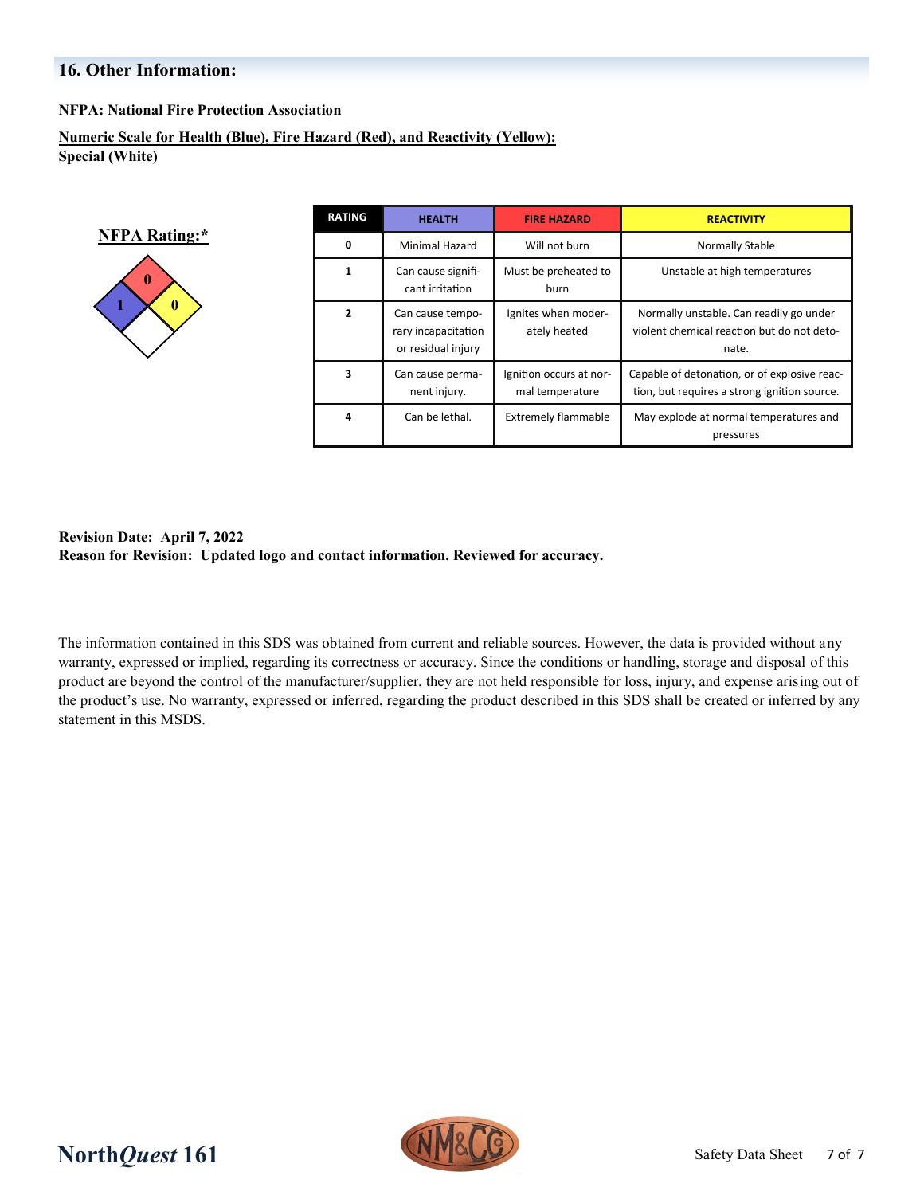## 16. Other Information:

**NFPA: National Fire Protection Association**

**Numeric Scale for Health (Blue), Fire Hazard (Red), and Reactivity (Yellow):**
**Special (White)**

**NFPA Rating:***

0
1
0

| RATING | HEALTH | FIRE HAZARD | REACTIVITY |
|---|---|---|---|
| 0 | Minimal Hazard | Will not burn | Normally Stable |
| 1 | Can cause significant irritation | Must be preheated to burn | Unstable at high temperatures |
| 2 | Can cause temporary incapacitation or residual injury | Ignites when moderately heated | Normally unstable. Can readily go under violent chemical reaction but do not detonate. |
| 3 | Can cause permanent injury. | Ignition occurs at normal temperature | Capable of detonation, or of explosive reaction, but requires a strong ignition source. |
| 4 | Can be lethal. | Extremely flammable | May explode at normal temperatures and pressures |

**Revision Date: April 7, 2022**
**Reason for Revision: Updated logo and contact information. Reviewed for accuracy.**

The information contained in this SDS was obtained from current and reliable sources. However, the data is provided without any warranty, expressed or implied, regarding its correctness or accuracy. Since the conditions or handling, storage and disposal of this product are beyond the control of the manufacturer/supplier, they are not held responsible for loss, injury, and expense arising out of the product's use. No warranty, expressed or inferred, regarding the product described in this SDS shall be created or inferred by any statement in this MSDS.